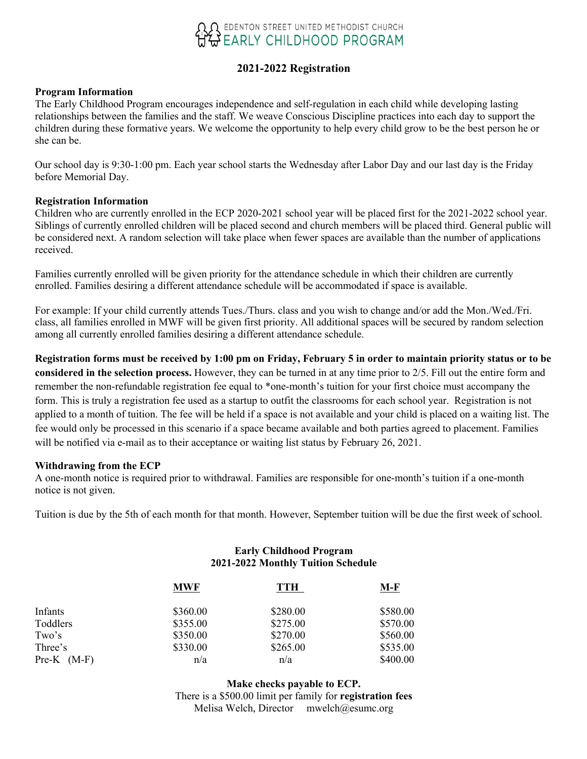EDENTON STREET UNITED METHODIST CHURCH
EARLY CHILDHOOD PROGRAM

# 2021-2022 Registration

**Program Information**

The Early Childhood Program encourages independence and self-regulation in each child while developing lasting relationships between the families and the staff. We weave Conscious Discipline practices into each day to support the children during these formative years. We welcome the opportunity to help every child grow to be the best person he or she can be.

Our school day is 9:30-1:00 pm. Each year school starts the Wednesday after Labor Day and our last day is the Friday before Memorial Day.

**Registration Information**

Children who are currently enrolled in the ECP 2020-2021 school year will be placed first for the 2021-2022 school year. Siblings of currently enrolled children will be placed second and church members will be placed third. General public will be considered next. A random selection will take place when fewer spaces are available than the number of applications received.

Families currently enrolled will be given priority for the attendance schedule in which their children are currently enrolled. Families desiring a different attendance schedule will be accommodated if space is available.

For example: If your child currently attends Tues./Thurs. class and you wish to change and/or add the Mon./Wed./Fri. class, all families enrolled in MWF will be given first priority. All additional spaces will be secured by random selection among all currently enrolled families desiring a different attendance schedule.

**Registration forms must be received by 1:00 pm on Friday, February 5 in order to maintain priority status or to be considered in the selection process.** However, they can be turned in at any time prior to 2/5. Fill out the entire form and remember the non-refundable registration fee equal to *one-month's tuition for your first choice must accompany the form. This is truly a registration fee used as a startup to outfit the classrooms for each school year. Registration is not applied to a month of tuition. The fee will be held if a space is not available and your child is placed on a waiting list. The fee would only be processed in this scenario if a space became available and both parties agreed to placement. Families will be notified via e-mail as to their acceptance or waiting list status by February 26, 2021.

**Withdrawing from the ECP**

A one-month notice is required prior to withdrawal. Families are responsible for one-month's tuition if a one-month notice is not given.

Tuition is due by the 5th of each month for that month. However, September tuition will be due the first week of school.

**Early Childhood Program**
**2021-2022 Monthly Tuition Schedule**

| | MWF | TTH | M-F |
|---|---|---|---|
| Infants | $360.00 | $280.00 | $580.00 |
| Toddlers | $355.00 | $275.00 | $570.00 |
| Two's | $350.00 | $270.00 | $560.00 |
| Three's | $330.00 | $265.00 | $535.00 |
| Pre-K (M-F) | n/a | n/a | $400.00 |

**Make checks payable to ECP.**

There is a $500.00 limit per family for **registration fees**

Melisa Welch, Director mwelch@esumc.org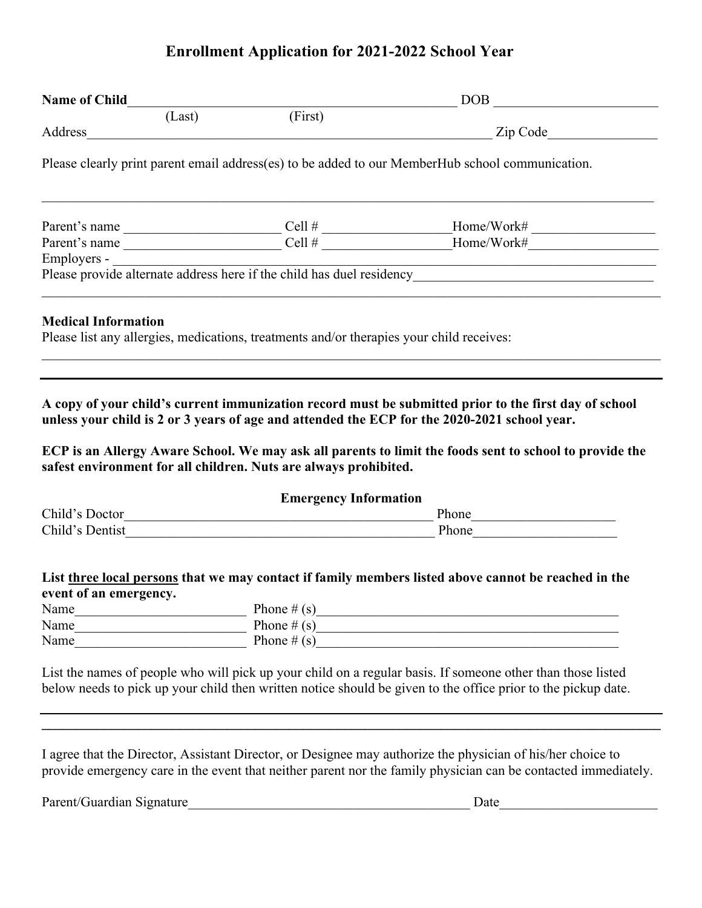# Enrollment Application for 2021-2022 School Year

**Name of Child**\_\_\_\_\_\_\_\_\_\_\_\_\_\_\_\_\_\_\_\_\_\_\_\_\_\_\_\_\_\_\_\_\_\_\_\_\_\_\_\_\_\_ DOB \_\_\_\_\_\_\_\_\_\_\_\_\_\_\_\_\_\_\_\_\_\_\_
(Last) (First)

Address\_\_\_\_\_\_\_\_\_\_\_\_\_\_\_\_\_\_\_\_\_\_\_\_\_\_\_\_\_\_\_\_\_\_\_\_\_\_\_\_\_\_\_\_\_\_\_\_\_\_\_\_\_\_\_ Zip Code\_\_\_\_\_\_\_\_\_\_\_\_\_\_\_

Please clearly print parent email address(es) to be added to our MemberHub school communication.

\_\_\_\_\_\_\_\_\_\_\_\_\_\_\_\_\_\_\_\_\_\_\_\_\_\_\_\_\_\_\_\_\_\_\_\_\_\_\_\_\_\_\_\_\_\_\_\_\_\_\_\_\_\_\_\_\_\_\_\_\_\_\_\_\_\_\_\_\_\_\_\_\_\_\_\_\_\_\_\_

Parent's name \_\_\_\_\_\_\_\_\_\_\_\_\_\_\_\_\_\_\_\_ Cell # \_\_\_\_\_\_\_\_\_\_\_\_\_\_\_\_Home/Work# \_\_\_\_\_\_\_\_\_\_\_\_\_\_\_\_

Parent's name \_\_\_\_\_\_\_\_\_\_\_\_\_\_\_\_\_\_\_\_ Cell # \_\_\_\_\_\_\_\_\_\_\_\_\_\_\_\_Home/Work#\_\_\_\_\_\_\_\_\_\_\_\_\_\_\_\_\_

Employers - \_\_\_\_\_\_\_\_\_\_\_\_\_\_\_\_\_\_\_\_\_\_\_\_\_\_\_\_\_\_\_\_\_\_\_\_\_\_\_\_\_\_\_\_\_\_\_\_\_\_\_\_\_\_\_\_\_\_\_\_\_\_\_\_\_\_\_\_\_\_\_\_

Please provide alternate address here if the child has duel residency\_\_\_\_\_\_\_\_\_\_\_\_\_\_\_\_\_\_\_\_\_\_\_\_\_\_\_\_\_\_

\_\_\_\_\_\_\_\_\_\_\_\_\_\_\_\_\_\_\_\_\_\_\_\_\_\_\_\_\_\_\_\_\_\_\_\_\_\_\_\_\_\_\_\_\_\_\_\_\_\_\_\_\_\_\_\_\_\_\_\_\_\_\_\_\_\_\_\_\_\_\_\_\_\_\_\_\_\_\_\_

**Medical Information**

Please list any allergies, medications, treatments and/or therapies your child receives:

\_\_\_\_\_\_\_\_\_\_\_\_\_\_\_\_\_\_\_\_\_\_\_\_\_\_\_\_\_\_\_\_\_\_\_\_\_\_\_\_\_\_\_\_\_\_\_\_\_\_\_\_\_\_\_\_\_\_\_\_\_\_\_\_\_\_\_\_\_\_\_\_\_\_\_\_\_\_\_\_

---

**A copy of your child's current immunization record must be submitted prior to the first day of school unless your child is 2 or 3 years of age and attended the ECP for the 2020-2021 school year.**

**ECP is an Allergy Aware School. We may ask all parents to limit the foods sent to school to provide the safest environment for all children. Nuts are always prohibited.**

**Emergency Information**

Child's Doctor\_\_\_\_\_\_\_\_\_\_\_\_\_\_\_\_\_\_\_\_\_\_\_\_\_\_\_\_\_\_\_\_\_\_\_\_\_\_\_\_ Phone\_\_\_\_\_\_\_\_\_\_\_\_\_\_\_\_\_\_

Child's Dentist\_\_\_\_\_\_\_\_\_\_\_\_\_\_\_\_\_\_\_\_\_\_\_\_\_\_\_\_\_\_\_\_\_\_\_\_\_\_\_\_ Phone\_\_\_\_\_\_\_\_\_\_\_\_\_\_\_\_\_\_

**List <u>three local persons</u> that we may contact if family members listed above cannot be reached in the event of an emergency.**

Name\_\_\_\_\_\_\_\_\_\_\_\_\_\_\_\_\_\_\_\_\_\_ Phone # (s)\_\_\_\_\_\_\_\_\_\_\_\_\_\_\_\_\_\_\_\_\_\_\_\_\_\_\_\_\_\_\_\_\_\_\_\_\_\_\_\_

Name\_\_\_\_\_\_\_\_\_\_\_\_\_\_\_\_\_\_\_\_\_\_ Phone # (s)\_\_\_\_\_\_\_\_\_\_\_\_\_\_\_\_\_\_\_\_\_\_\_\_\_\_\_\_\_\_\_\_\_\_\_\_\_\_\_\_

Name\_\_\_\_\_\_\_\_\_\_\_\_\_\_\_\_\_\_\_\_\_\_ Phone # (s)\_\_\_\_\_\_\_\_\_\_\_\_\_\_\_\_\_\_\_\_\_\_\_\_\_\_\_\_\_\_\_\_\_\_\_\_\_\_\_\_

List the names of people who will pick up your child on a regular basis. If someone other than those listed below needs to pick up your child then written notice should be given to the office prior to the pickup date.

\_\_\_\_\_\_\_\_\_\_\_\_\_\_\_\_\_\_\_\_\_\_\_\_\_\_\_\_\_\_\_\_\_\_\_\_\_\_\_\_\_\_\_\_\_\_\_\_\_\_\_\_\_\_\_\_\_\_\_\_\_\_\_\_\_\_\_\_\_\_\_\_\_\_\_\_\_\_\_\_

\_\_\_\_\_\_\_\_\_\_\_\_\_\_\_\_\_\_\_\_\_\_\_\_\_\_\_\_\_\_\_\_\_\_\_\_\_\_\_\_\_\_\_\_\_\_\_\_\_\_\_\_\_\_\_\_\_\_\_\_\_\_\_\_\_\_\_\_\_\_\_\_\_\_\_\_\_\_\_\_

I agree that the Director, Assistant Director, or Designee may authorize the physician of his/her choice to provide emergency care in the event that neither parent nor the family physician can be contacted immediately.

Parent/Guardian Signature\_\_\_\_\_\_\_\_\_\_\_\_\_\_\_\_\_\_\_\_\_\_\_\_\_\_\_\_\_\_\_\_\_\_\_\_\_\_ Date\_\_\_\_\_\_\_\_\_\_\_\_\_\_\_\_\_\_\_\_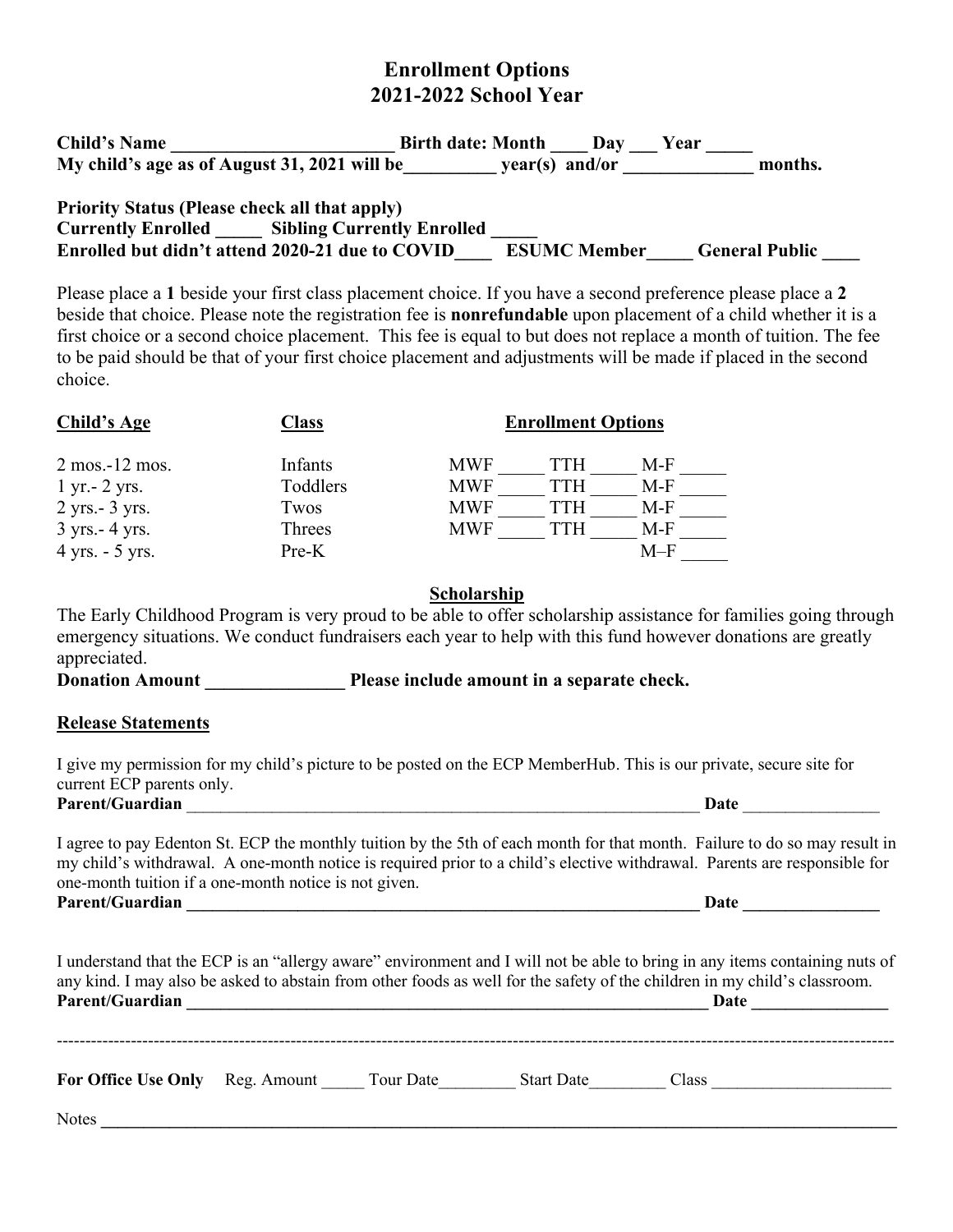# Enrollment Options
## 2021-2022 School Year

**Child's Name ________________________ Birth date: Month ____ Day ___ Year _____**
**My child's age as of August 31, 2021 will be__________ year(s) and/or ______________ months.**

**Priority Status (Please check all that apply)**
**Currently Enrolled _____ Sibling Currently Enrolled _____**
**Enrolled but didn't attend 2020-21 due to COVID____ ESUMC Member_____ General Public ____**

Please place a **1** beside your first class placement choice. If you have a second preference please place a **2** beside that choice. Please note the registration fee is **nonrefundable** upon placement of a child whether it is a first choice or a second choice placement. This fee is equal to but does not replace a month of tuition. The fee to be paid should be that of your first choice placement and adjustments will be made if placed in the second choice.

| Child's Age | Class | Enrollment Options | | |
|---|---|---|---|---|
| 2 mos.-12 mos. | Infants | MWF _____ | TTH _____ | M-F _____ |
| 1 yr.- 2 yrs. | Toddlers | MWF _____ | TTH _____ | M-F _____ |
| 2 yrs.- 3 yrs. | Twos | MWF _____ | TTH _____ | M-F _____ |
| 3 yrs.- 4 yrs. | Threes | MWF _____ | TTH _____ | M-F _____ |
| 4 yrs. - 5 yrs. | Pre-K | | | M–F _____ |

## Scholarship

The Early Childhood Program is very proud to be able to offer scholarship assistance for families going through emergency situations. We conduct fundraisers each year to help with this fund however donations are greatly appreciated.

**Donation Amount _______________ Please include amount in a separate check.**

## Release Statements

I give my permission for my child's picture to be posted on the ECP MemberHub. This is our private, secure site for current ECP parents only.

**Parent/Guardian** ______________________________________________________________ **Date** ________________

I agree to pay Edenton St. ECP the monthly tuition by the 5th of each month for that month. Failure to do so may result in my child's withdrawal. A one-month notice is required prior to a child's elective withdrawal. Parents are responsible for one-month tuition if a one-month notice is not given.

**Parent/Guardian ______________________________________________________________ Date ________________**

I understand that the ECP is an "allergy aware" environment and I will not be able to bring in any items containing nuts of any kind. I may also be asked to abstain from other foods as well for the safety of the children in my child's classroom.

**Parent/Guardian ______________________________________________________________ Date ________________**

---

**For Office Use Only** Reg. Amount _____ Tour Date_________ Start Date_________ Class _____________________

Notes ________________________________________________________________________________________________